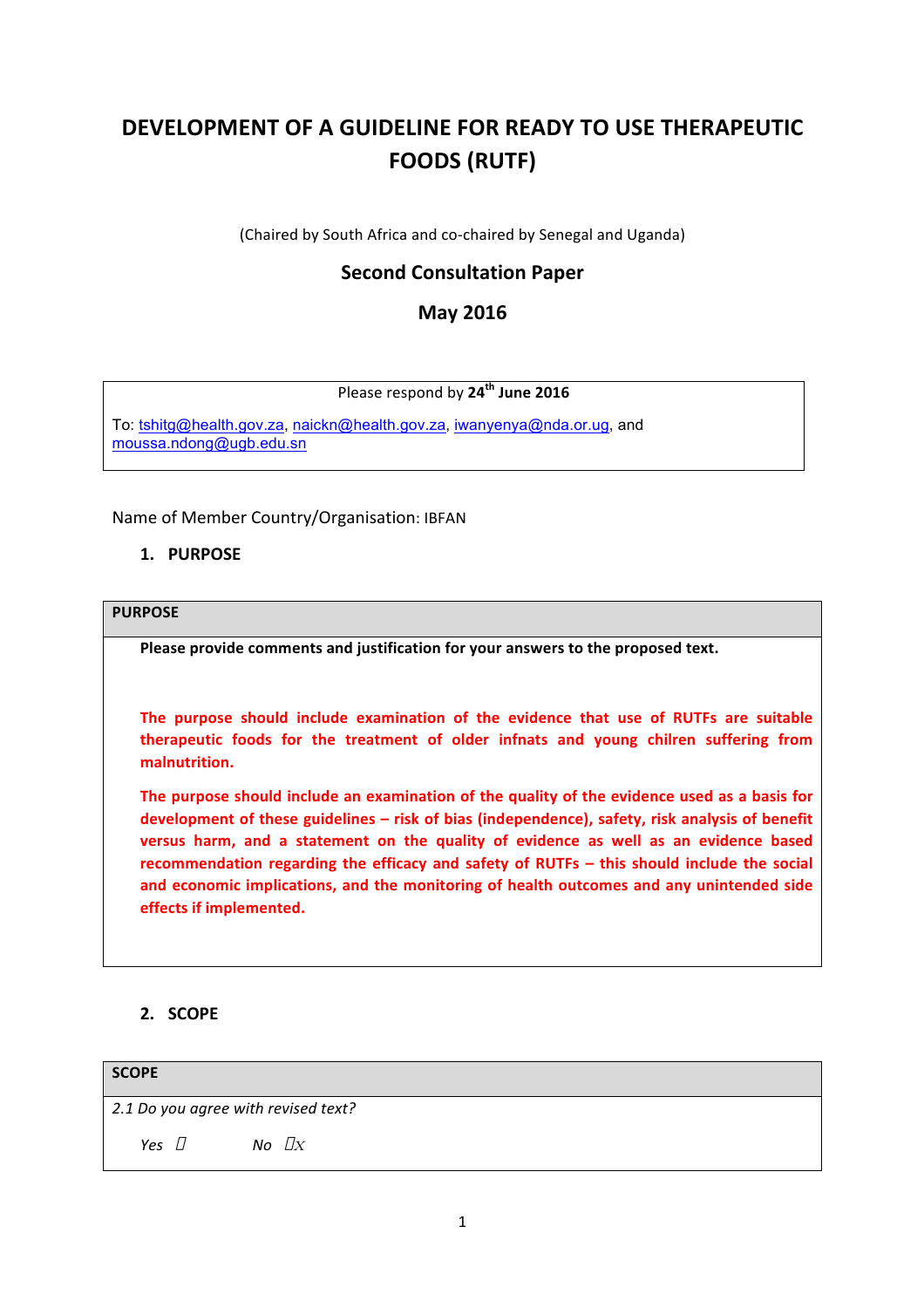# DEVELOPMENT OF A GUIDELINE FOR READY TO USE THERAPEUTIC FOODS (RUTF)

(Chaired by South Africa and co-chaired by Senegal and Uganda)

## Second Consultation Paper

## May 2016

| Please respond by 24th June 2016 |
|---|
| To: tshitg@health.gov.za, naickn@health.gov.za, iwanyenya@nda.or.ug, and moussa.ndong@ugb.edu.sn |

Name of Member Country/Organisation: IBFAN

### 1. PURPOSE

| PURPOSE |
|---|
| **Please provide comments and justification for your answers to the proposed text.**<br><br>**The purpose should include examination of the evidence that use of RUTFs are suitable therapeutic foods for the treatment of older infnats and young chilren suffering from malnutrition.**<br><br>**The purpose should include an examination of the quality of the evidence used as a basis for development of these guidelines – risk of bias (independence), safety, risk analysis of benefit versus harm, and a statement on the quality of evidence as well as an evidence based recommendation regarding the efficacy and safety of RUTFs – this should include the social and economic implications, and the monitoring of health outcomes and any unintended side effects if implemented.** |

### 2. SCOPE

| SCOPE |
|---|
| *2.1 Do you agree with revised text?*<br><br>*Yes* ☐ *No* ☐X |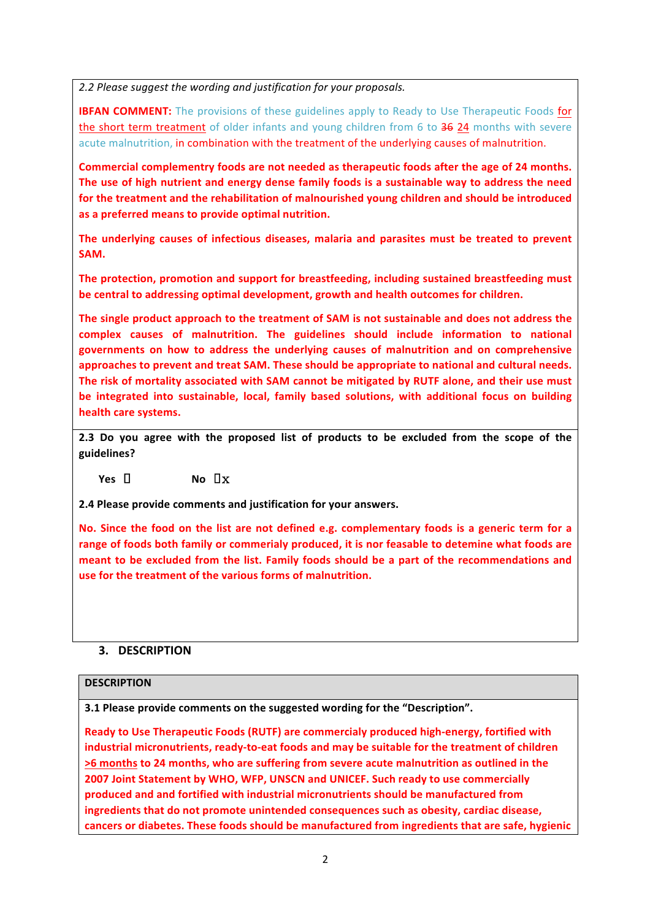*2.2 Please suggest the wording and justification for your proposals.*

**IBFAN COMMENT:** The provisions of these guidelines apply to Ready to Use Therapeutic Foods for the short term treatment of older infants and young children from 6 to ~~36~~ 24 months with severe acute malnutrition, in combination with the treatment of the underlying causes of malnutrition.

**Commercial complementry foods are not needed as therapeutic foods after the age of 24 months. The use of high nutrient and energy dense family foods is a sustainable way to address the need for the treatment and the rehabilitation of malnourished young children and should be introduced as a preferred means to provide optimal nutrition.**

**The underlying causes of infectious diseases, malaria and parasites must be treated to prevent SAM.**

**The protection, promotion and support for breastfeeding, including sustained breastfeeding must be central to addressing optimal development, growth and health outcomes for children.**

**The single product approach to the treatment of SAM is not sustainable and does not address the complex causes of malnutrition. The guidelines should include information to national governments on how to address the underlying causes of malnutrition and on comprehensive approaches to prevent and treat SAM. These should be appropriate to national and cultural needs. The risk of mortality associated with SAM cannot be mitigated by RUTF alone, and their use must be integrated into sustainable, local, family based solutions, with additional focus on building health care systems.**

**2.3 Do you agree with the proposed list of products to be excluded from the scope of the guidelines?**

**Yes** ☐ **No** ☐x

**2.4 Please provide comments and justification for your answers.**

**No. Since the food on the list are not defined e.g. complementary foods is a generic term for a range of foods both family or commerialy produced, it is nor feasable to detemine what foods are meant to be excluded from the list. Family foods should be a part of the recommendations and use for the treatment of the various forms of malnutrition.**

## 3. DESCRIPTION

**DESCRIPTION**

**3.1 Please provide comments on the suggested wording for the "Description".**

**Ready to Use Therapeutic Foods (RUTF) are commerciaIy produced high-energy, fortified with industrial micronutrients, ready-to-eat foods and may be suitable for the treatment of children >6 months to 24 months, who are suffering from severe acute malnutrition as outlined in the 2007 Joint Statement by WHO, WFP, UNSCN and UNICEF. Such ready to use commercially produced and and fortified with industrial micronutrients should be manufactured from ingredients that do not promote unintended consequences such as obesity, cardiac disease, cancers or diabetes. These foods should be manufactured from ingredients that are safe, hygienic**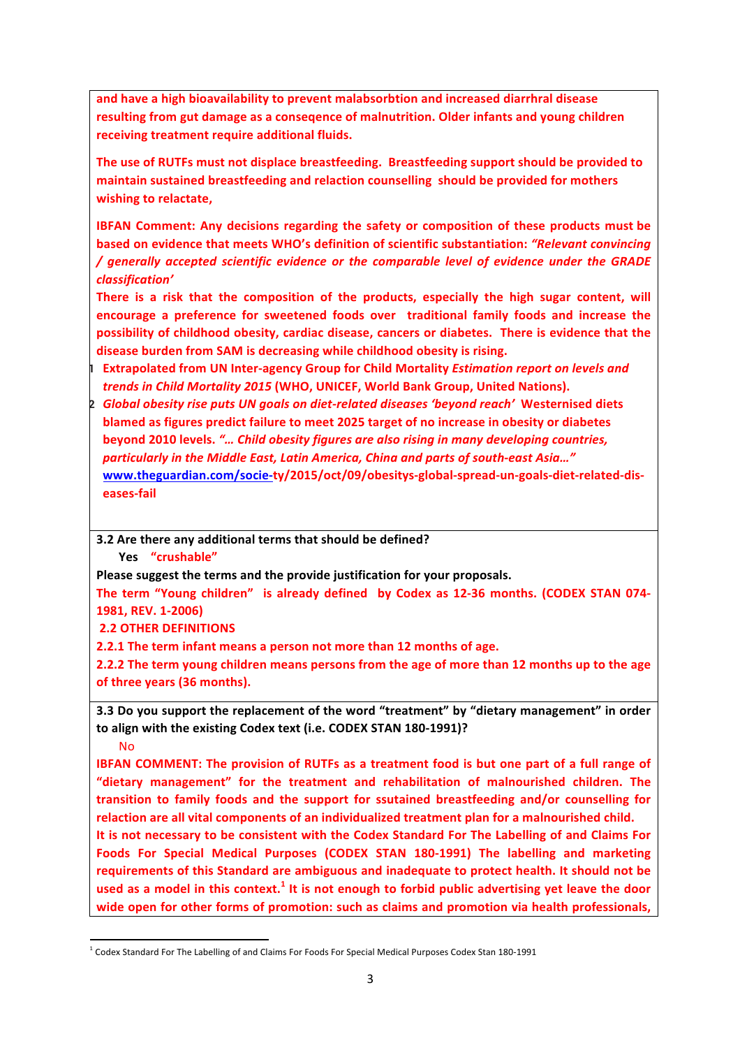**and have a high bioavailability to prevent malabsorbtion and increased diarrhral disease resulting from gut damage as a conseqence of malnutrition. Older infants and young children receiving treatment require additional fluids.**

**The use of RUTFs must not displace breastfeeding. Breastfeeding support should be provided to maintain sustained breastfeeding and relaction counselling should be provided for mothers wishing to relactate,**

**IBFAN Comment: Any decisions regarding the safety or composition of these products must be based on evidence that meets WHO's definition of scientific substantiation: *"Relevant convincing / generally accepted scientific evidence or the comparable level of evidence under the GRADE classification'***

**There is a risk that the composition of the products, especially the high sugar content, will encourage a preference for sweetened foods over traditional family foods and increase the possibility of childhood obesity, cardiac disease, cancers or diabetes. There is evidence that the disease burden from SAM is decreasing while childhood obesity is rising.**

1. **Extrapolated from UN Inter-agency Group for Child Mortality *Estimation report on levels and trends in Child Mortality 2015* (WHO, UNICEF, World Bank Group, United Nations).**
2. ***Global obesity rise puts UN goals on diet-related diseases 'beyond reach'* Westernised diets blamed as figures predict failure to meet 2025 target of no increase in obesity or diabetes beyond 2010 levels. *"… Child obesity figures are also rising in many developing countries, particularly in the Middle East, Latin America, China and parts of south-east Asia…"* www.theguardian.com/socie-ty/2015/oct/09/obesitys-global-spread-un-goals-diet-related-dis-eases-fail**

**3.2 Are there any additional terms that should be defined?**

**Yes "crushable"**

**Please suggest the terms and the provide justification for your proposals.**

**The term "Young children" is already defined by Codex as 12-36 months. (CODEX STAN 074-1981, REV. 1-2006)**

**2.2 OTHER DEFINITIONS**

**2.2.1 The term infant means a person not more than 12 months of age.**

**2.2.2 The term young children means persons from the age of more than 12 months up to the age of three years (36 months).**

**3.3 Do you support the replacement of the word "treatment" by "dietary management" in order to align with the existing Codex text (i.e. CODEX STAN 180-1991)?**

No

**IBFAN COMMENT: The provision of RUTFs as a treatment food is but one part of a full range of "dietary management" for the treatment and rehabilitation of malnourished children. The transition to family foods and the support for ssutained breastfeeding and/or counselling for relaction are all vital components of an individualized treatment plan for a malnourished child.**

**It is not necessary to be consistent with the Codex Standard For The Labelling of and Claims For Foods For Special Medical Purposes (CODEX STAN 180-1991) The labelling and marketing requirements of this Standard are ambiguous and inadequate to protect health. It should not be used as a model in this context.[1] It is not enough to forbid public advertising yet leave the door wide open for other forms of promotion: such as claims and promotion via health professionals,**

[1] Codex Standard For The Labelling of and Claims For Foods For Special Medical Purposes Codex Stan 180-1991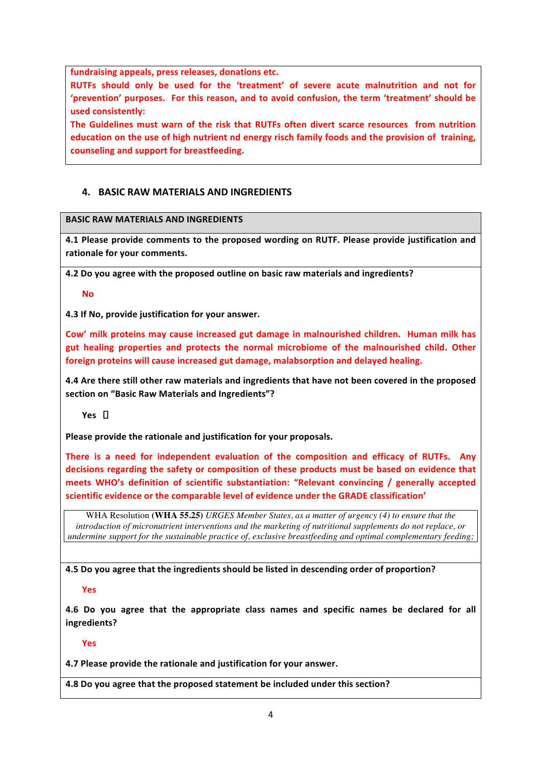**fundraising appeals, press releases, donations etc.**

**RUTFs should only be used for the 'treatment' of severe acute malnutrition and not for 'prevention' purposes. For this reason, and to avoid confusion, the term 'treatment' should be used consistently:**

**The Guidelines must warn of the risk that RUTFs often divert scarce resources from nutrition education on the use of high nutrient nd energy risch family foods and the provision of training, counseling and support for breastfeeding.**

## 4. BASIC RAW MATERIALS AND INGREDIENTS

**BASIC RAW MATERIALS AND INGREDIENTS**

**4.1 Please provide comments to the proposed wording on RUTF. Please provide justification and rationale for your comments.**

**4.2 Do you agree with the proposed outline on basic raw materials and ingredients?**

**No**

**4.3 If No, provide justification for your answer.**

**Cow' milk proteins may cause increased gut damage in malnourished children. Human milk has gut healing properties and protects the normal microbiome of the malnourished child. Other foreign proteins will cause increased gut damage, malabsorption and delayed healing.**

**4.4 Are there still other raw materials and ingredients that have not been covered in the proposed section on "Basic Raw Materials and Ingredients"?**

**Yes** ☐

**Please provide the rationale and justification for your proposals.**

**There is a need for independent evaluation of the composition and efficacy of RUTFs. Any decisions regarding the safety or composition of these products must be based on evidence that meets WHO's definition of scientific substantiation: "Relevant convincing / generally accepted scientific evidence or the comparable level of evidence under the GRADE classification'**

> WHA Resolution **(WHA 55.25)** *URGES Member States, as a matter of urgency (4) to ensure that the introduction of micronutrient interventions and the marketing of nutritional supplements do not replace, or undermine support for the sustainable practice of, exclusive breastfeeding and optimal complementary feeding;*

**4.5 Do you agree that the ingredients should be listed in descending order of proportion?**

**Yes**

**4.6 Do you agree that the appropriate class names and specific names be declared for all ingredients?**

**Yes**

**4.7 Please provide the rationale and justification for your answer.**

**4.8 Do you agree that the proposed statement be included under this section?**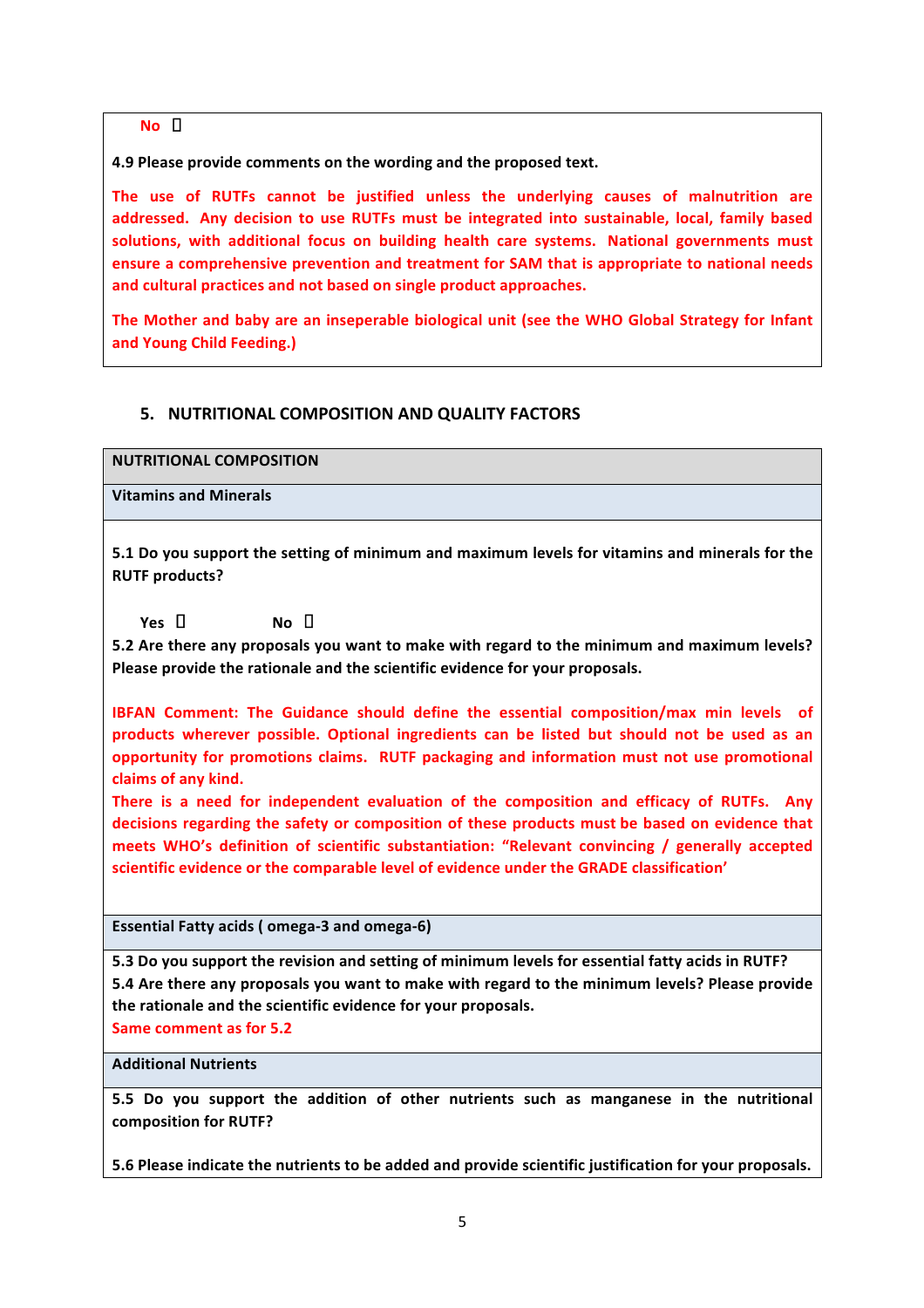No ☐

**4.9 Please provide comments on the wording and the proposed text.**

**The use of RUTFs cannot be justified unless the underlying causes of malnutrition are addressed. Any decision to use RUTFs must be integrated into sustainable, local, family based solutions, with additional focus on building health care systems. National governments must ensure a comprehensive prevention and treatment for SAM that is appropriate to national needs and cultural practices and not based on single product approaches.**

**The Mother and baby are an inseperable biological unit (see the WHO Global Strategy for Infant and Young Child Feeding.)**

## 5. NUTRITIONAL COMPOSITION AND QUALITY FACTORS

**NUTRITIONAL COMPOSITION**

**Vitamins and Minerals**

**5.1 Do you support the setting of minimum and maximum levels for vitamins and minerals for the RUTF products?**

Yes ☐ No ☐

**5.2 Are there any proposals you want to make with regard to the minimum and maximum levels? Please provide the rationale and the scientific evidence for your proposals.**

**IBFAN Comment: The Guidance should define the essential composition/max min levels of products wherever possible. Optional ingredients can be listed but should not be used as an opportunity for promotions claims. RUTF packaging and information must not use promotional claims of any kind.**

**There is a need for independent evaluation of the composition and efficacy of RUTFs. Any decisions regarding the safety or composition of these products must be based on evidence that meets WHO's definition of scientific substantiation: "Relevant convincing / generally accepted scientific evidence or the comparable level of evidence under the GRADE classification'**

**Essential Fatty acids ( omega-3 and omega-6)**

**5.3 Do you support the revision and setting of minimum levels for essential fatty acids in RUTF?**

**5.4 Are there any proposals you want to make with regard to the minimum levels? Please provide the rationale and the scientific evidence for your proposals.**

**Same comment as for 5.2**

**Additional Nutrients**

**5.5 Do you support the addition of other nutrients such as manganese in the nutritional composition for RUTF?**

**5.6 Please indicate the nutrients to be added and provide scientific justification for your proposals.**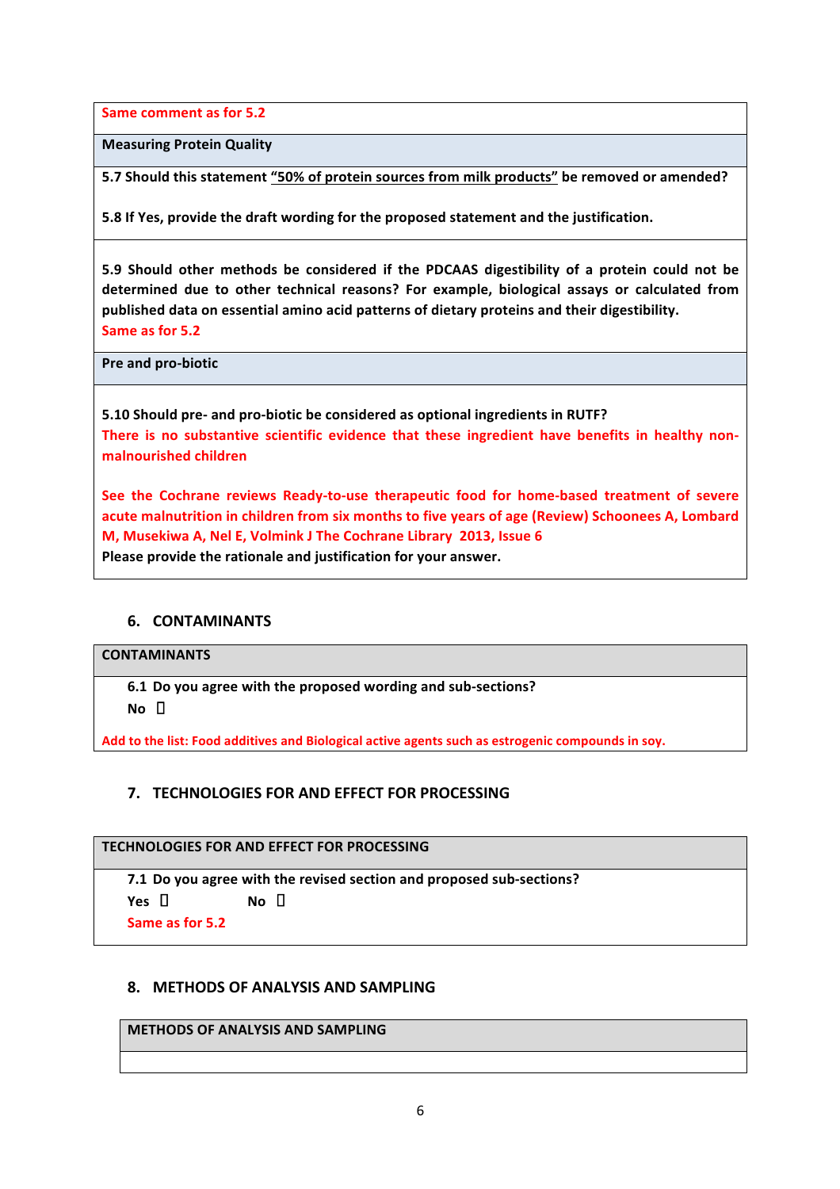Same comment as for 5.2

**Measuring Protein Quality**

**5.7 Should this statement "50% of protein sources from milk products" be removed or amended?**

**5.8 If Yes, provide the draft wording for the proposed statement and the justification.**

**5.9 Should other methods be considered if the PDCAAS digestibility of a protein could not be determined due to other technical reasons? For example, biological assays or calculated from published data on essential amino acid patterns of dietary proteins and their digestibility.**

Same as for 5.2

**Pre and pro-biotic**

**5.10 Should pre- and pro-biotic be considered as optional ingredients in RUTF?**

There is no substantive scientific evidence that these ingredient have benefits in healthy non-malnourished children

See the Cochrane reviews Ready-to-use therapeutic food for home-based treatment of severe acute malnutrition in children from six months to five years of age (Review) Schoonees A, Lombard M, Musekiwa A, Nel E, Volmink J The Cochrane Library 2013, Issue 6

**Please provide the rationale and justification for your answer.**

## 6. CONTAMINANTS

**CONTAMINANTS**

**6.1 Do you agree with the proposed wording and sub-sections?**

**No** ☐

Add to the list: Food additives and Biological active agents such as estrogenic compounds in soy.

## 7. TECHNOLOGIES FOR AND EFFECT FOR PROCESSING

**TECHNOLOGIES FOR AND EFFECT FOR PROCESSING**

**7.1 Do you agree with the revised section and proposed sub-sections?**

**Yes** ☐ **No** ☐

Same as for 5.2

## 8. METHODS OF ANALYSIS AND SAMPLING

**METHODS OF ANALYSIS AND SAMPLING**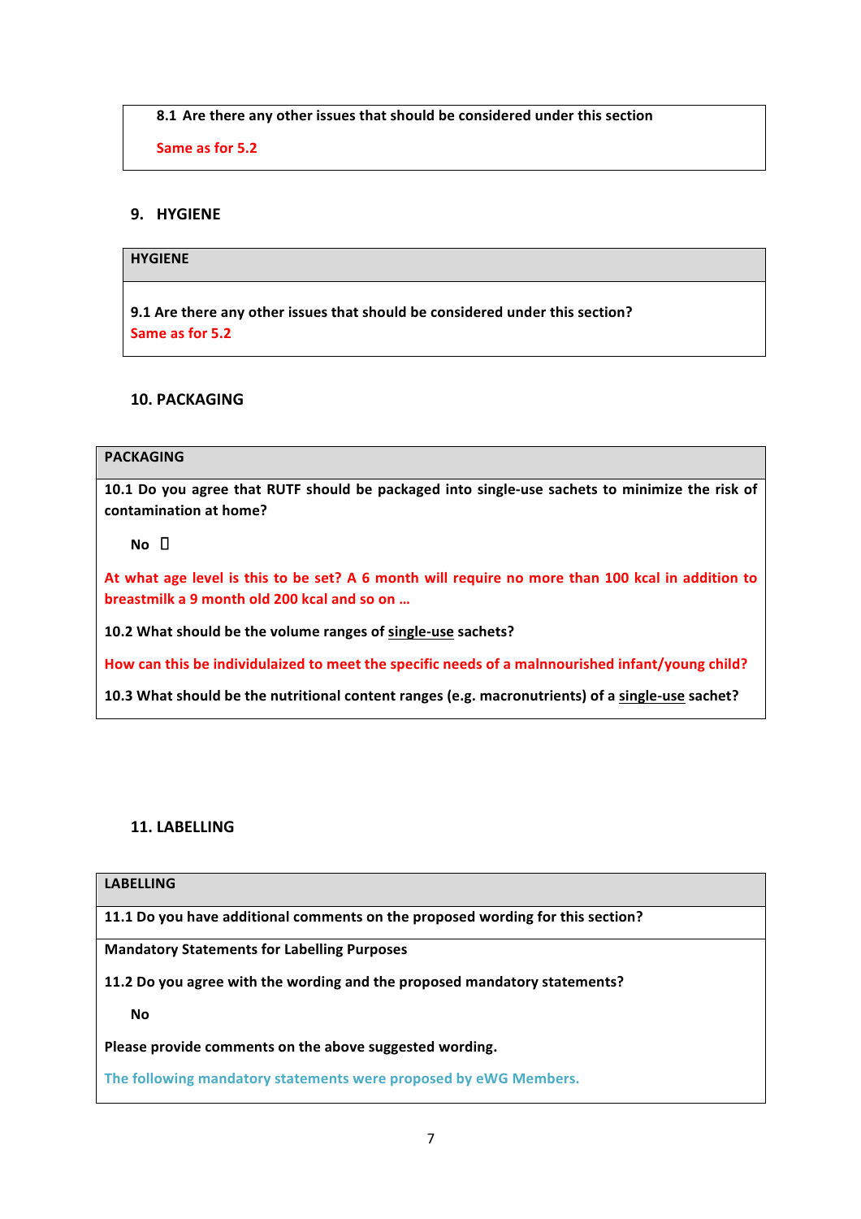**8.1 Are there any other issues that should be considered under this section**

Same as for 5.2

## 9. HYGIENE

| HYGIENE |
|---|
| **9.1 Are there any other issues that should be considered under this section?** Same as for 5.2 |

## 10. PACKAGING

**PACKAGING**

**10.1 Do you agree that RUTF should be packaged into single-use sachets to minimize the risk of contamination at home?**

**No** ☐

At what age level is this to be set? A 6 month will require no more than 100 kcal in addition to breastmilk a 9 month old 200 kcal and so on …

**10.2 What should be the volume ranges of <u>single-use</u> sachets?**

How can this be individulaized to meet the specific needs of a malnnourished infant/young child?

**10.3 What should be the nutritional content ranges (e.g. macronutrients) of a <u>single-use</u> sachet?**

## 11. LABELLING

**LABELLING**

**11.1 Do you have additional comments on the proposed wording for this section?**

**Mandatory Statements for Labelling Purposes**

**11.2 Do you agree with the wording and the proposed mandatory statements?**

**No**

**Please provide comments on the above suggested wording.**

The following mandatory statements were proposed by eWG Members.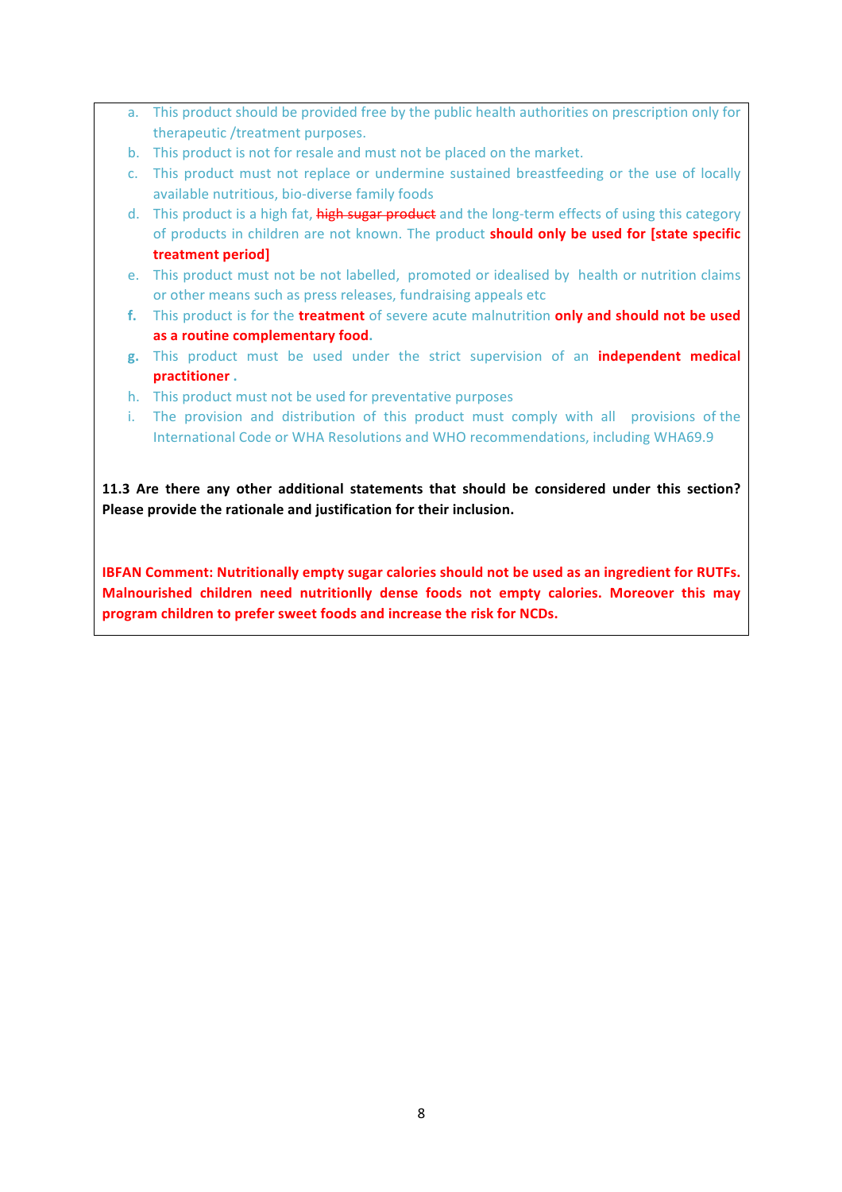a. This product should be provided free by the public health authorities on prescription only for therapeutic /treatment purposes.
b. This product is not for resale and must not be placed on the market.
c. This product must not replace or undermine sustained breastfeeding or the use of locally available nutritious, bio-diverse family foods
d. This product is a high fat, ~~high sugar product~~ and the long-term effects of using this category of products in children are not known. The product **should only be used for [state specific treatment period]**
e. This product must not be not labelled, promoted or idealised by health or nutrition claims or other means such as press releases, fundraising appeals etc
f. This product is for the **treatment** of severe acute malnutrition **only and should not be used as a routine complementary food**.
g. This product must be used under the strict supervision of an **independent medical practitioner .**
h. This product must not be used for preventative purposes
i. The provision and distribution of this product must comply with all provisions of the International Code or WHA Resolutions and WHO recommendations, including WHA69.9

**11.3 Are there any other additional statements that should be considered under this section? Please provide the rationale and justification for their inclusion.**

**IBFAN Comment: Nutritionally empty sugar calories should not be used as an ingredient for RUTFs. Malnourished children need nutritionlly dense foods not empty calories. Moreover this may program children to prefer sweet foods and increase the risk for NCDs.**